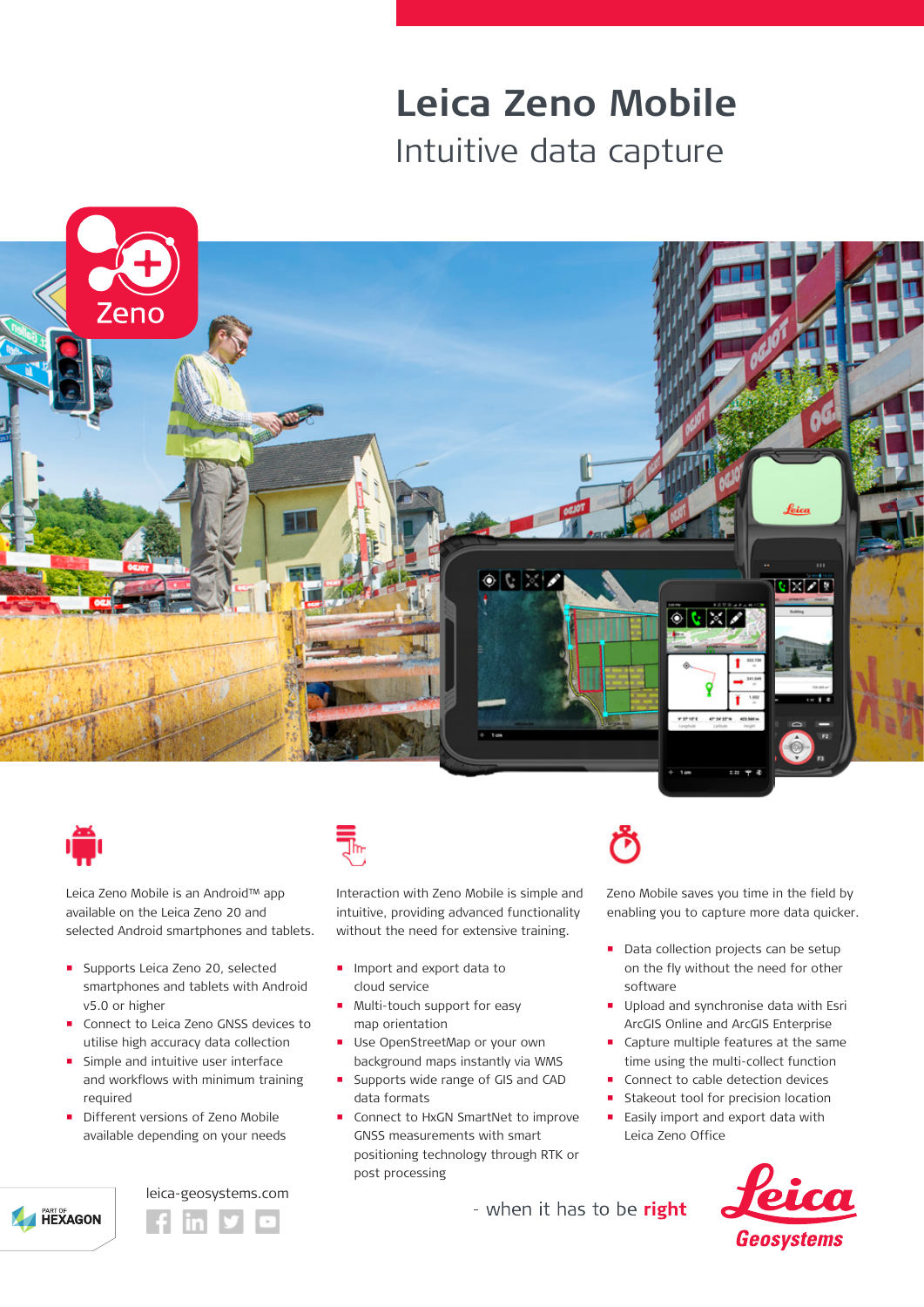# Leica Zeno Mobile

## Intuitive data capture

Leica Zeno Mobile is an Android™ app available on the Leica Zeno 20 and selected Android smartphones and tablets.

- Supports Leica Zeno 20, selected smartphones and tablets with Android v5.0 or higher
- Connect to Leica Zeno GNSS devices to utilise high accuracy data collection
- Simple and intuitive user interface and workflows with minimum training required
- Different versions of Zeno Mobile available depending on your needs

Interaction with Zeno Mobile is simple and intuitive, providing advanced functionality without the need for extensive training.

- Import and export data to cloud service
- Multi-touch support for easy map orientation
- Use OpenStreetMap or your own background maps instantly via WMS
- Supports wide range of GIS and CAD data formats
- Connect to HxGN SmartNet to improve GNSS measurements with smart positioning technology through RTK or post processing

Zeno Mobile saves you time in the field by enabling you to capture more data quicker.

- Data collection projects can be setup on the fly without the need for other software
- Upload and synchronise data with Esri ArcGIS Online and ArcGIS Enterprise
- Capture multiple features at the same time using the multi-collect function
- Connect to cable detection devices
- Stakeout tool for precision location
- Easily import and export data with Leica Zeno Office

leica-geosystems.com

- when it has to be **right**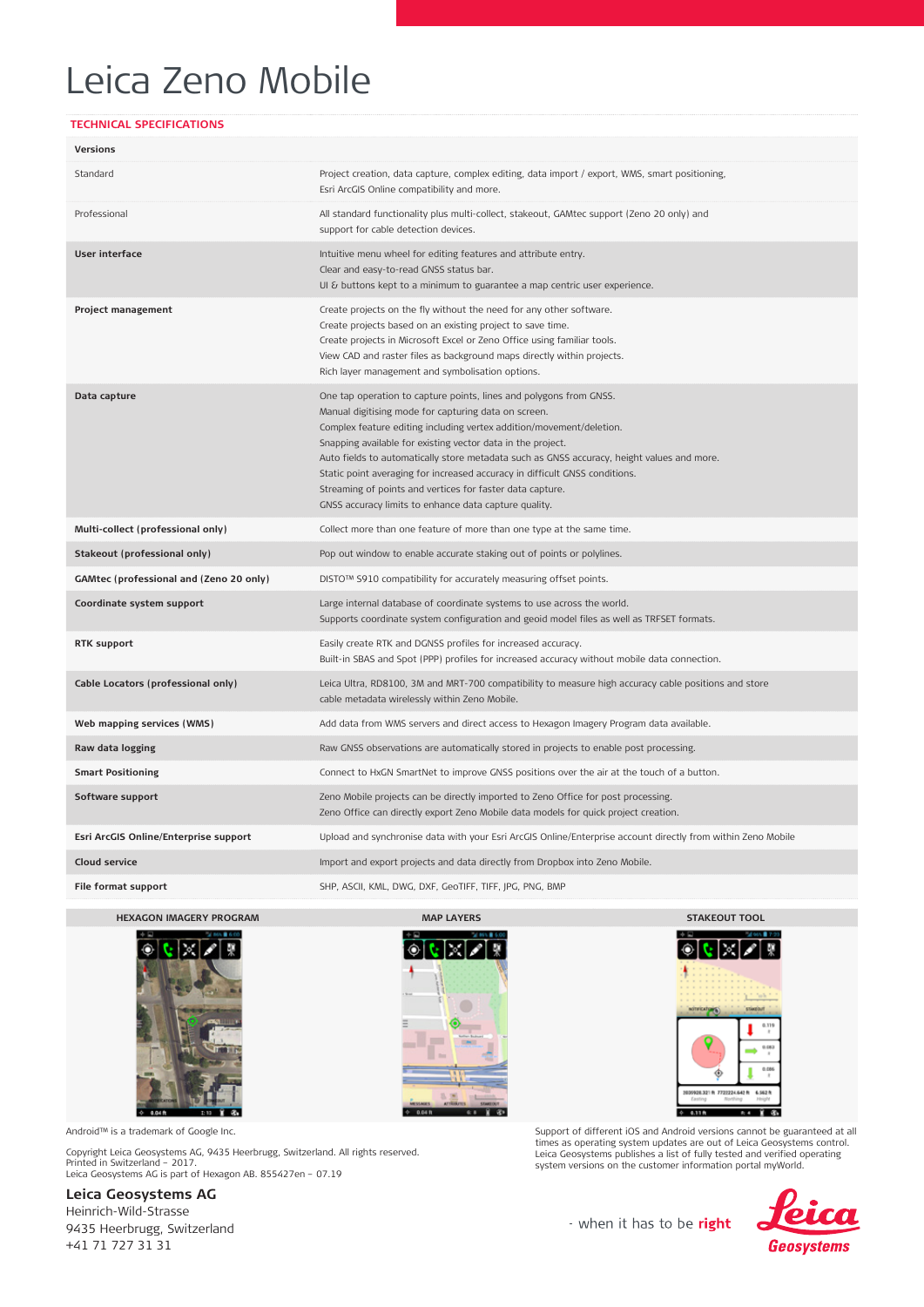# Leica Zeno Mobile

## TECHNICAL SPECIFICATIONS

| | |
|---|---|
| **Versions** | |
| Standard | Project creation, data capture, complex editing, data import / export, WMS, smart positioning, Esri ArcGIS Online compatibility and more. |
| Professional | All standard functionality plus multi-collect, stakeout, GAMtec support (Zeno 20 only) and support for cable detection devices. |
| **User interface** | Intuitive menu wheel for editing features and attribute entry.<br>Clear and easy-to-read GNSS status bar.<br>UI & buttons kept to a minimum to guarantee a map centric user experience. |
| **Project management** | Create projects on the fly without the need for any other software.<br>Create projects based on an existing project to save time.<br>Create projects in Microsoft Excel or Zeno Office using familiar tools.<br>View CAD and raster files as background maps directly within projects.<br>Rich layer management and symbolisation options. |
| **Data capture** | One tap operation to capture points, lines and polygons from GNSS.<br>Manual digitising mode for capturing data on screen.<br>Complex feature editing including vertex addition/movement/deletion.<br>Snapping available for existing vector data in the project.<br>Auto fields to automatically store metadata such as GNSS accuracy, height values and more.<br>Static point averaging for increased accuracy in difficult GNSS conditions.<br>Streaming of points and vertices for faster data capture.<br>GNSS accuracy limits to enhance data capture quality. |
| **Multi-collect (professional only)** | Collect more than one feature of more than one type at the same time. |
| **Stakeout (professional only)** | Pop out window to enable accurate staking out of points or polylines. |
| **GAMtec (professional and (Zeno 20 only)** | DISTO™ S910 compatibility for accurately measuring offset points. |
| **Coordinate system support** | Large internal database of coordinate systems to use across the world.<br>Supports coordinate system configuration and geoid model files as well as TRFSET formats. |
| **RTK support** | Easily create RTK and DGNSS profiles for increased accuracy.<br>Built-in SBAS and Spot (PPP) profiles for increased accuracy without mobile data connection. |
| **Cable Locators (professional only)** | Leica Ultra, RD8100, 3M and MRT-700 compatibility to measure high accuracy cable positions and store cable metadata wirelessly within Zeno Mobile. |
| **Web mapping services (WMS)** | Add data from WMS servers and direct access to Hexagon Imagery Program data available. |
| **Raw data logging** | Raw GNSS observations are automatically stored in projects to enable post processing. |
| **Smart Positioning** | Connect to HxGN SmartNet to improve GNSS positions over the air at the touch of a button. |
| **Software support** | Zeno Mobile projects can be directly imported to Zeno Office for post processing.<br>Zeno Office can directly export Zeno Mobile data models for quick project creation. |
| **Esri ArcGIS Online/Enterprise support** | Upload and synchronise data with your Esri ArcGIS Online/Enterprise account directly from within Zeno Mobile |
| **Cloud service** | Import and export projects and data directly from Dropbox into Zeno Mobile. |
| **File format support** | SHP, ASCII, KML, DWG, DXF, GeoTIFF, TIFF, JPG, PNG, BMP |

HEXAGON IMAGERY PROGRAM

MAP LAYERS

STAKEOUT TOOL

Android™ is a trademark of Google Inc.

Copyright Leica Geosystems AG, 9435 Heerbrugg, Switzerland. All rights reserved.
Printed in Switzerland – 2017.
Leica Geosystems AG is part of Hexagon AB. 855427en – 07.19

Support of different iOS and Android versions cannot be guaranteed at all times as operating system updates are out of Leica Geosystems control. Leica Geosystems publishes a list of fully tested and verified operating system versions on the customer information portal myWorld.

**Leica Geosystems AG**
Heinrich-Wild-Strasse
9435 Heerbrugg, Switzerland
+41 71 727 31 31

- when it has to be **right**

Leica Geosystems